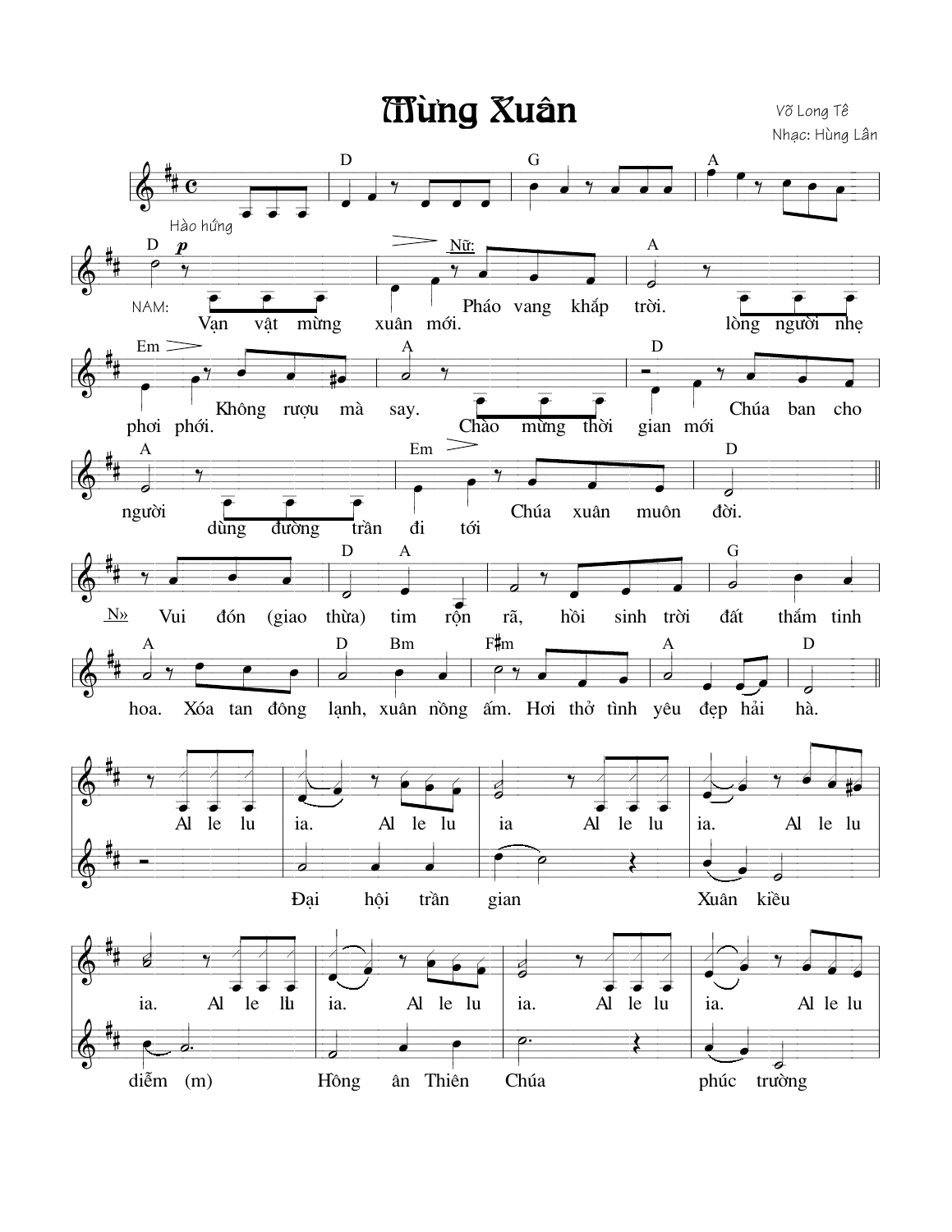# Mừng Xuân

Võ Long Tê

Nhạc: Hùng Lân

Hào hứng

NAM: Vạn vật mừng xuân mới.

Nữ: Pháo vang khắp trời.

lòng người nhẹ phơi phới.

Không rượu mà say.

Chào mừng thời gian mới

Chúa ban cho người

dùng đường trần đi tới

Chúa xuân muôn đời.

N» Vui đón (giao thừa) tim rộn rã, hồi sinh trời đất thắm tinh hoa. Xóa tan đông lạnh, xuân nồng ấm. Hơi thở tình yêu đẹp hải hà.

Al le lu ia. Al le lu ia Al le lu ia. Al le lu ia. Al le lu ia. Al le lu ia. Al le lu ia. Al le lu

Đại hội trần gian Xuân kiều diễm (m) Hồng ân Thiên Chúa phúc trường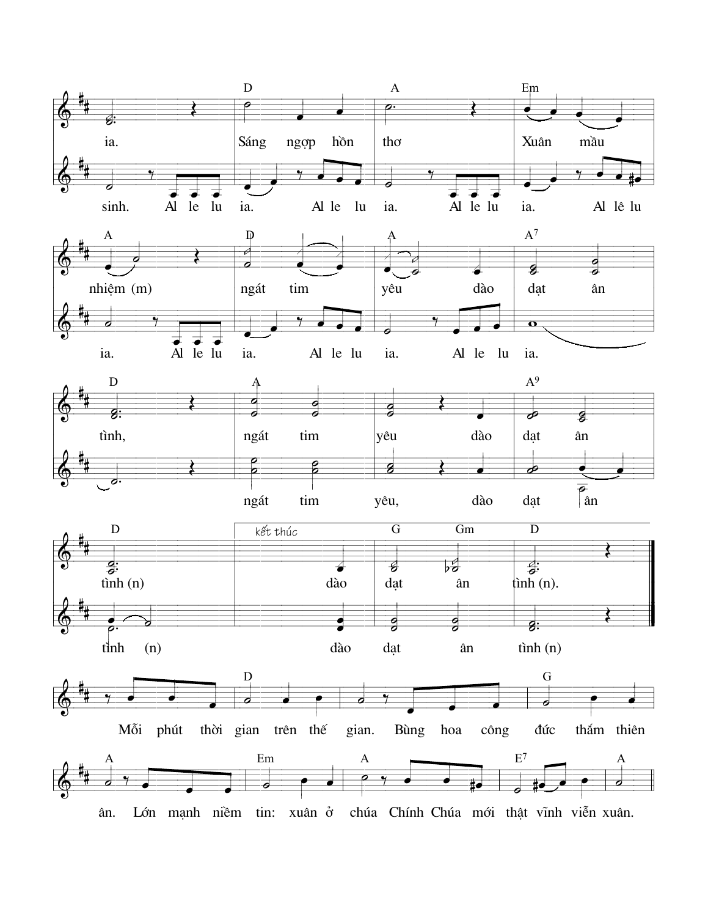D A Em

ia. Sáng ngợp hồn thơ Xuân mầu

sinh. Al le lu ia. Al le lu ia. Al le lu ia. Al lê lu

A D A A7

nhiệm (m) ngát tim yêu dào dạt ân

ia. Al le lu ia. Al le lu ia. Al le lu ia.

D A A9

tình, ngát tim yêu dào dạt ân

ngát tim yêu, dào dạt ân

D kết thúc G Gm D

tình (n) dào dạt ân tình (n).

tình (n) dào dạt ân tình (n)

D G

Mỗi phút thời gian trên thế gian. Bùng hoa công đức thắm thiên

A Em A E7 A

ân. Lớn mạnh niềm tin: xuân ở chúa Chính Chúa mới thật vĩnh viễn xuân.